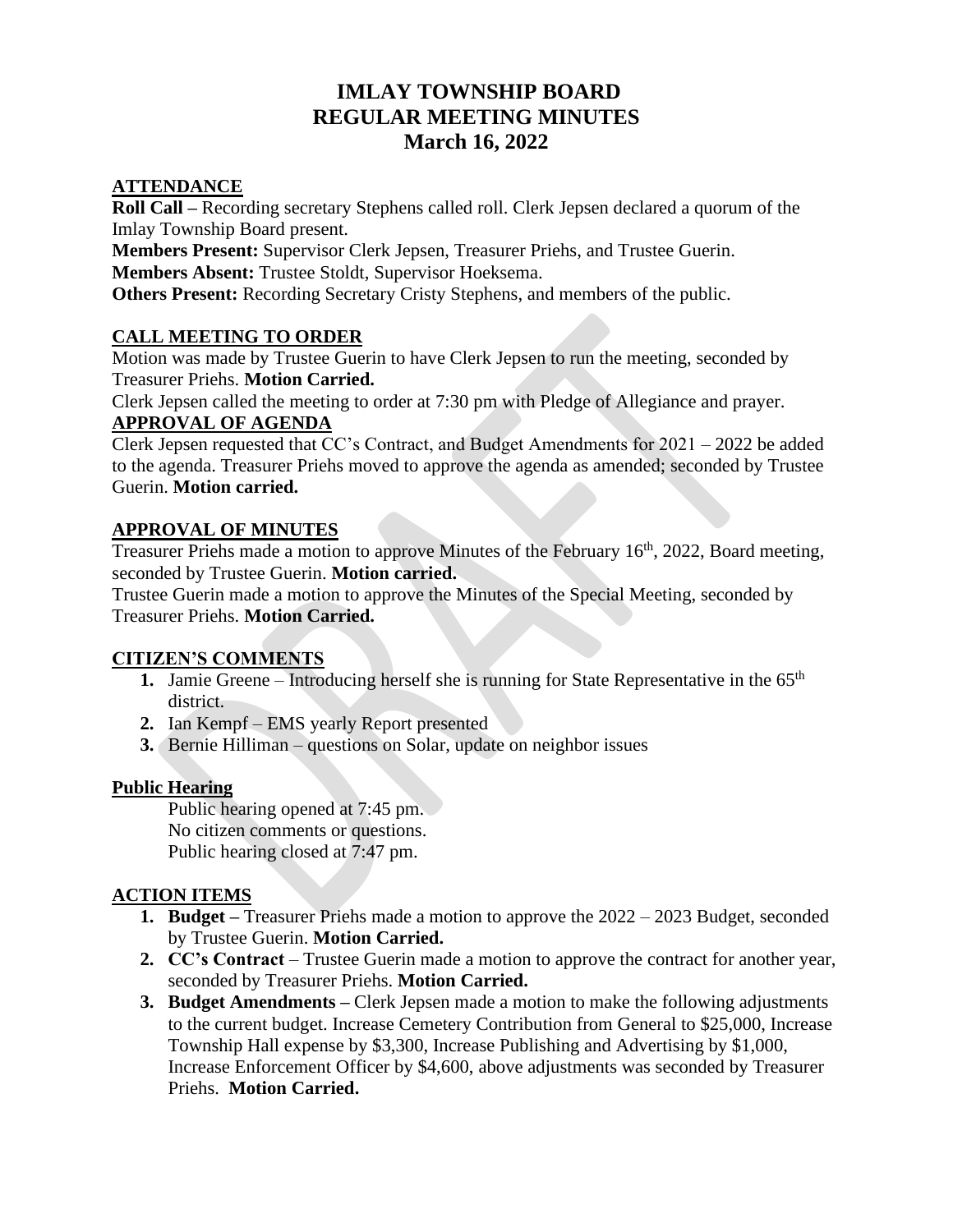# IMLAY TOWNSHIP BOARD
# REGULAR MEETING MINUTES
# March 16, 2022

## ATTENDANCE

**Roll Call –** Recording secretary Stephens called roll. Clerk Jepsen declared a quorum of the Imlay Township Board present.

**Members Present:** Supervisor Clerk Jepsen, Treasurer Priehs, and Trustee Guerin.

**Members Absent:** Trustee Stoldt, Supervisor Hoeksema.

**Others Present:** Recording Secretary Cristy Stephens, and members of the public.

## CALL MEETING TO ORDER

Motion was made by Trustee Guerin to have Clerk Jepsen to run the meeting, seconded by Treasurer Priehs. **Motion Carried.**

Clerk Jepsen called the meeting to order at 7:30 pm with Pledge of Allegiance and prayer.

## APPROVAL OF AGENDA

Clerk Jepsen requested that CC's Contract, and Budget Amendments for 2021 – 2022 be added to the agenda. Treasurer Priehs moved to approve the agenda as amended; seconded by Trustee Guerin. **Motion carried.**

## APPROVAL OF MINUTES

Treasurer Priehs made a motion to approve Minutes of the February 16th, 2022, Board meeting, seconded by Trustee Guerin. **Motion carried.**

Trustee Guerin made a motion to approve the Minutes of the Special Meeting, seconded by Treasurer Priehs. **Motion Carried.**

## CITIZEN'S COMMENTS

1. Jamie Greene – Introducing herself she is running for State Representative in the 65th district.
2. Ian Kempf – EMS yearly Report presented
3. Bernie Hilliman – questions on Solar, update on neighbor issues

## Public Hearing

Public hearing opened at 7:45 pm.
No citizen comments or questions.
Public hearing closed at 7:47 pm.

## ACTION ITEMS

1. **Budget –** Treasurer Priehs made a motion to approve the 2022 – 2023 Budget, seconded by Trustee Guerin. **Motion Carried.**
2. **CC's Contract** – Trustee Guerin made a motion to approve the contract for another year, seconded by Treasurer Priehs. **Motion Carried.**
3. **Budget Amendments –** Clerk Jepsen made a motion to make the following adjustments to the current budget. Increase Cemetery Contribution from General to $25,000, Increase Township Hall expense by $3,300, Increase Publishing and Advertising by $1,000, Increase Enforcement Officer by $4,600, above adjustments was seconded by Treasurer Priehs. **Motion Carried.**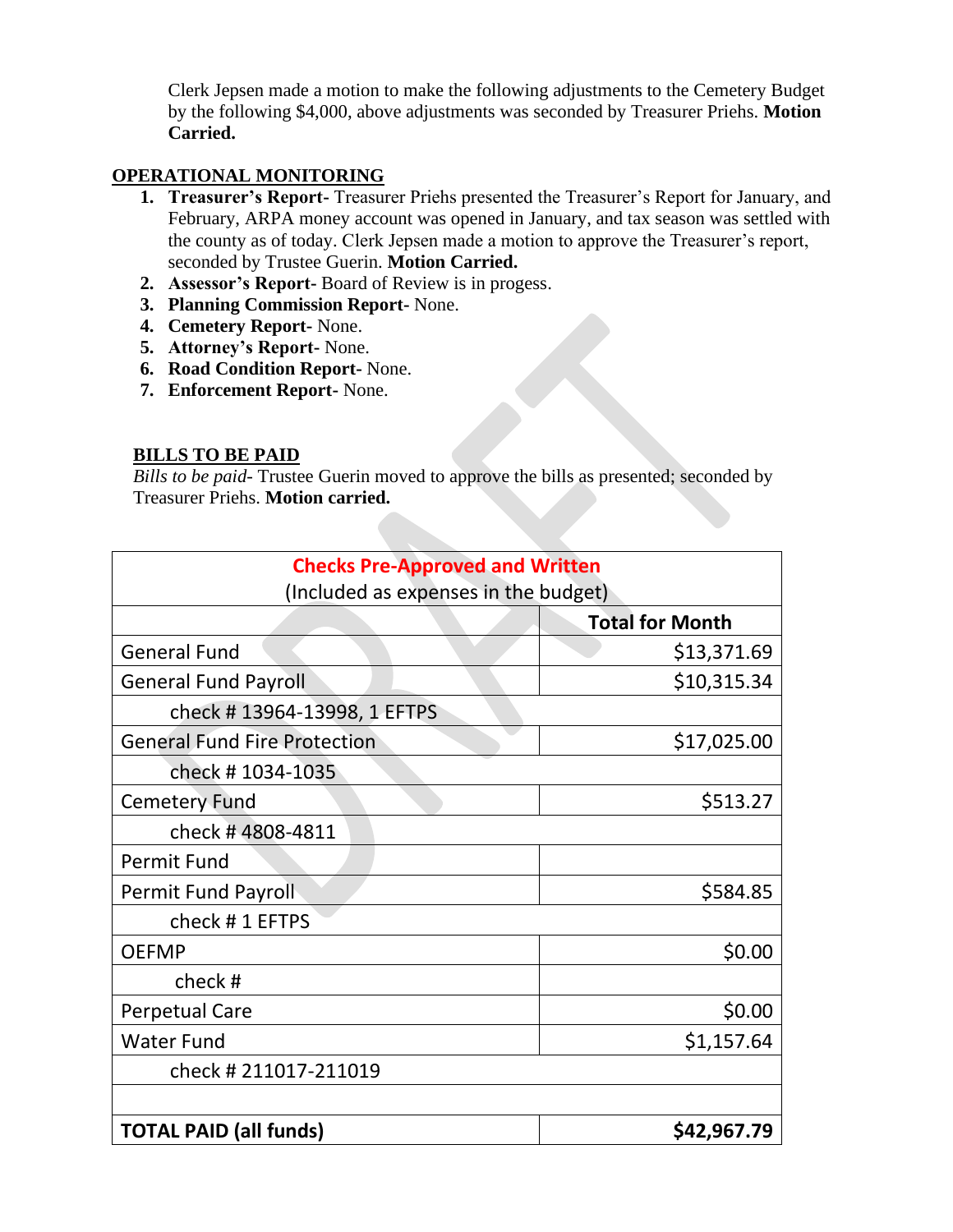Clerk Jepsen made a motion to make the following adjustments to the Cemetery Budget by the following $4,000, above adjustments was seconded by Treasurer Priehs. **Motion Carried.**

## OPERATIONAL MONITORING

1. **Treasurer's Report-** Treasurer Priehs presented the Treasurer's Report for January, and February, ARPA money account was opened in January, and tax season was settled with the county as of today. Clerk Jepsen made a motion to approve the Treasurer's report, seconded by Trustee Guerin. **Motion Carried.**
2. **Assessor's Report-** Board of Review is in progess.
3. **Planning Commission Report-** None.
4. **Cemetery Report-** None.
5. **Attorney's Report-** None.
6. **Road Condition Report-** None.
7. **Enforcement Report-** None.

## BILLS TO BE PAID

*Bills to be paid*- Trustee Guerin moved to approve the bills as presented; seconded by Treasurer Priehs. **Motion carried.**

| Checks Pre-Approved and Written (Included as expenses in the budget) | |
|---|---|
| | **Total for Month** |
| General Fund | $13,371.69 |
| General Fund Payroll | $10,315.34 |
| check # 13964-13998, 1 EFTPS | |
| General Fund Fire Protection | $17,025.00 |
| check # 1034-1035 | |
| Cemetery Fund | $513.27 |
| check # 4808-4811 | |
| Permit Fund | |
| Permit Fund Payroll | $584.85 |
| check # 1 EFTPS | |
| OEFMP | $0.00 |
| check # | |
| Perpetual Care | $0.00 |
| Water Fund | $1,157.64 |
| check # 211017-211019 | |
| | |
| **TOTAL PAID (all funds)** | **$42,967.79** |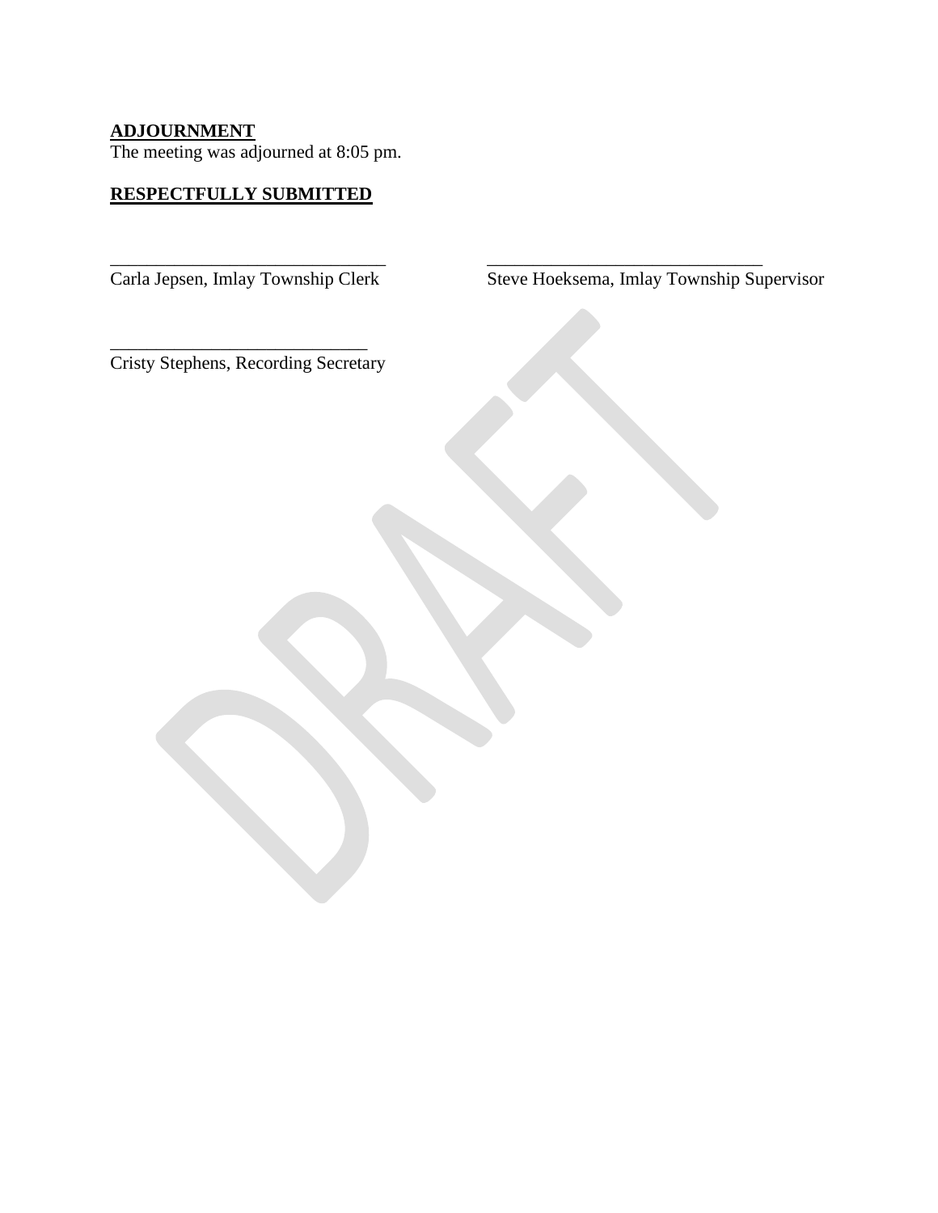**<u>ADJOURNMENT</u>**
The meeting was adjourned at 8:05 pm.

**<u>RESPECTFULLY SUBMITTED</u>**

______________________________
Carla Jepsen, Imlay Township Clerk

______________________________
Steve Hoeksema, Imlay Township Supervisor

____________________________
Cristy Stephens, Recording Secretary

DRAFT